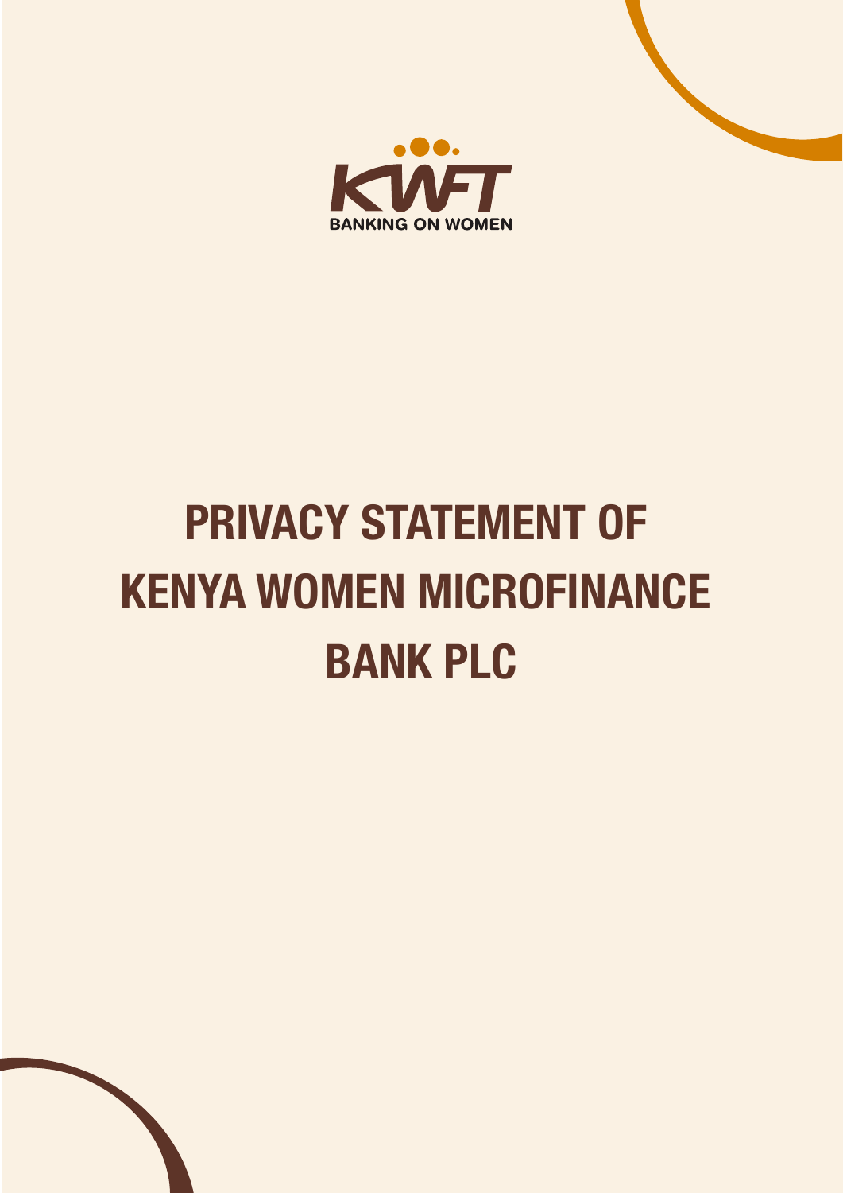KWFT

BANKING ON WOMEN

# PRIVACY STATEMENT OF KENYA WOMEN MICROFINANCE BANK PLC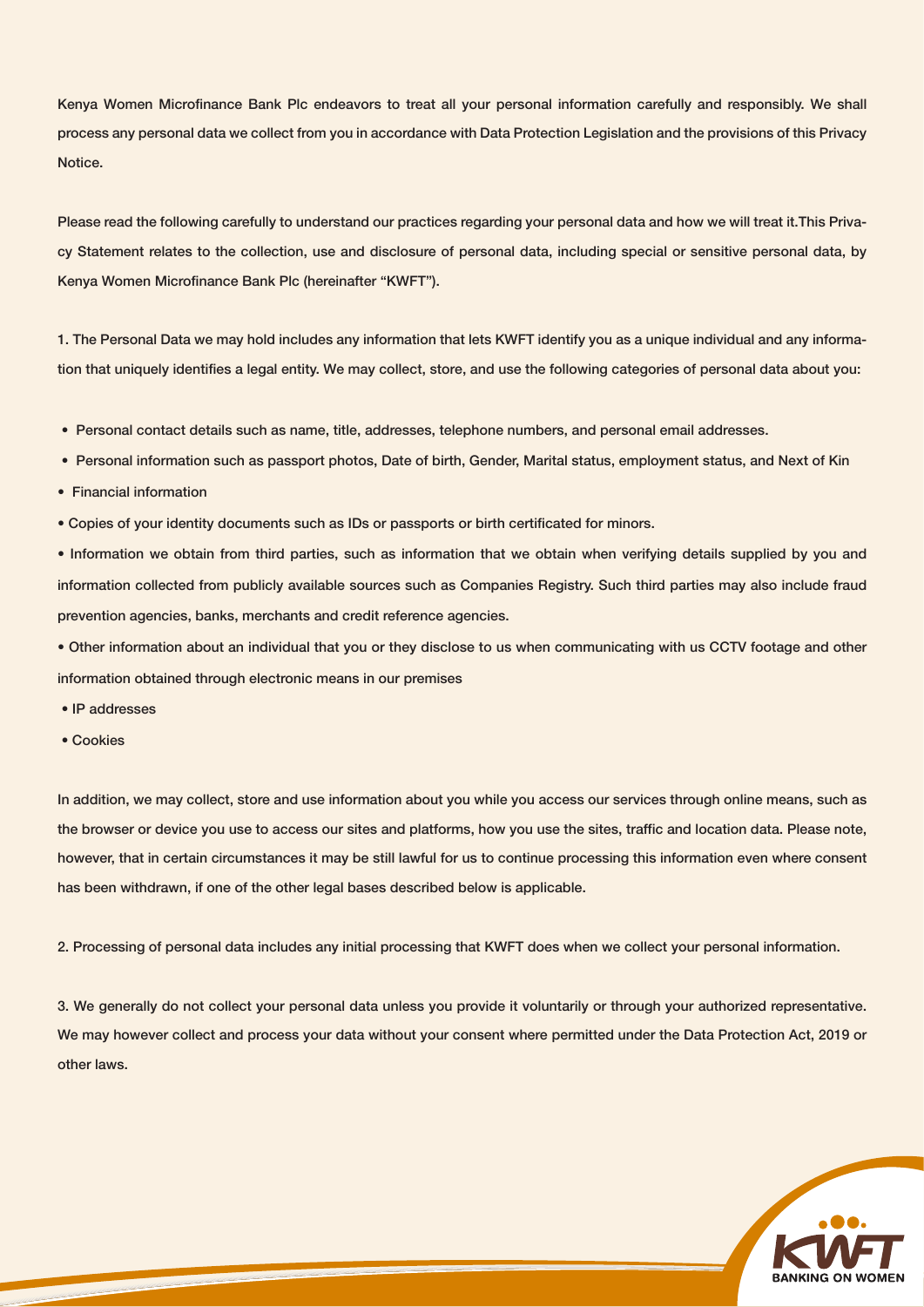Kenya Women Microfinance Bank Plc endeavors to treat all your personal information carefully and responsibly. We shall process any personal data we collect from you in accordance with Data Protection Legislation and the provisions of this Privacy Notice.

Please read the following carefully to understand our practices regarding your personal data and how we will treat it.This Privacy Statement relates to the collection, use and disclosure of personal data, including special or sensitive personal data, by Kenya Women Microfinance Bank Plc (hereinafter "KWFT").

1. The Personal Data we may hold includes any information that lets KWFT identify you as a unique individual and any information that uniquely identifies a legal entity. We may collect, store, and use the following categories of personal data about you:

- Personal contact details such as name, title, addresses, telephone numbers, and personal email addresses.
- Personal information such as passport photos, Date of birth, Gender, Marital status, employment status, and Next of Kin
- Financial information
- Copies of your identity documents such as IDs or passports or birth certificated for minors.
- Information we obtain from third parties, such as information that we obtain when verifying details supplied by you and information collected from publicly available sources such as Companies Registry. Such third parties may also include fraud prevention agencies, banks, merchants and credit reference agencies.
- Other information about an individual that you or they disclose to us when communicating with us CCTV footage and other information obtained through electronic means in our premises
- IP addresses
- Cookies

In addition, we may collect, store and use information about you while you access our services through online means, such as the browser or device you use to access our sites and platforms, how you use the sites, traffic and location data. Please note, however, that in certain circumstances it may be still lawful for us to continue processing this information even where consent has been withdrawn, if one of the other legal bases described below is applicable.

2. Processing of personal data includes any initial processing that KWFT does when we collect your personal information.

3. We generally do not collect your personal data unless you provide it voluntarily or through your authorized representative. We may however collect and process your data without your consent where permitted under the Data Protection Act, 2019 or other laws.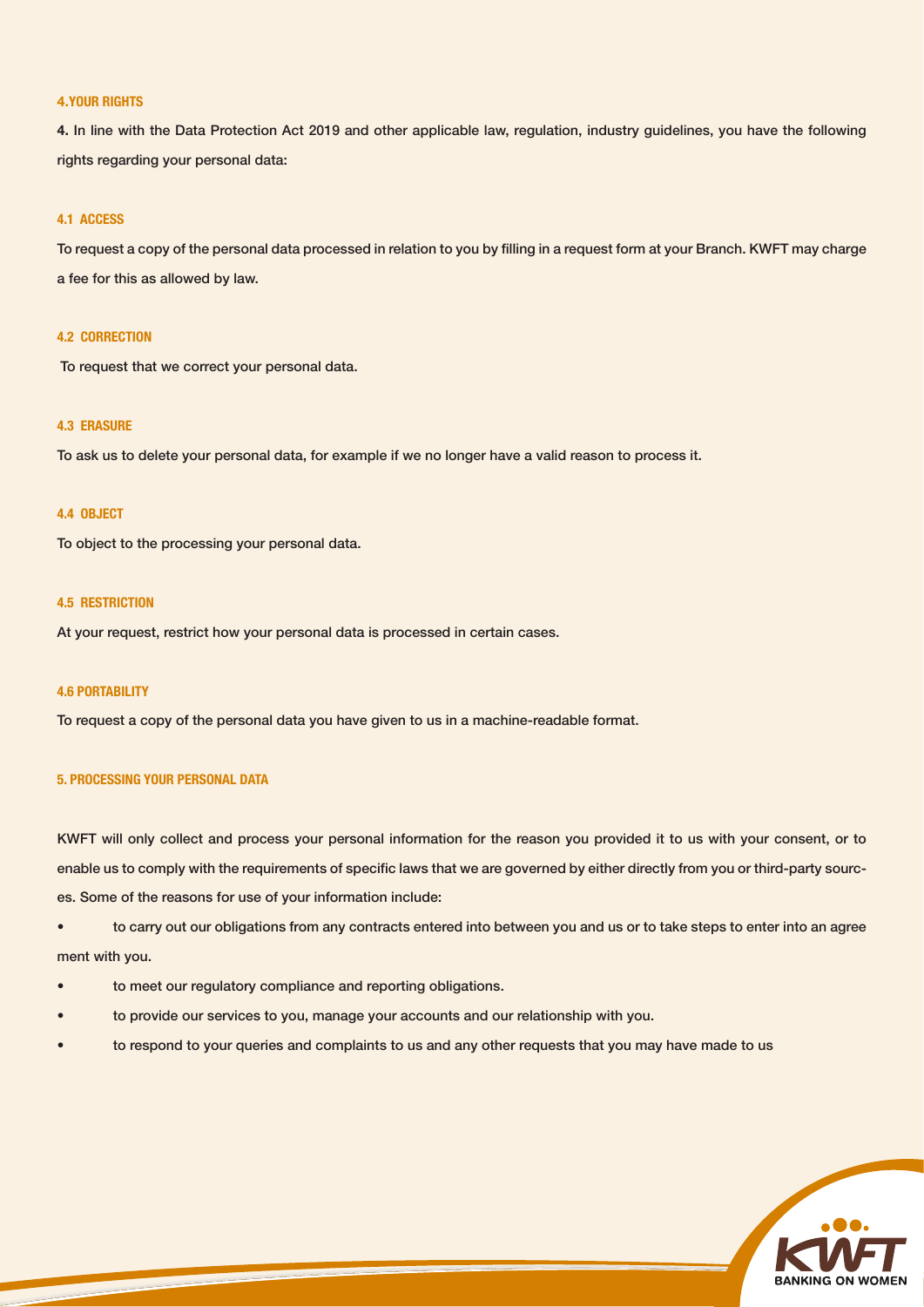## 4.YOUR RIGHTS

**4.** In line with the Data Protection Act 2019 and other applicable law, regulation, industry guidelines, you have the following rights regarding your personal data:

### 4.1 ACCESS

To request a copy of the personal data processed in relation to you by filling in a request form at your Branch. KWFT may charge a fee for this as allowed by law.

### 4.2 CORRECTION

To request that we correct your personal data.

### 4.3 ERASURE

To ask us to delete your personal data, for example if we no longer have a valid reason to process it.

### 4.4 OBJECT

To object to the processing your personal data.

### 4.5 RESTRICTION

At your request, restrict how your personal data is processed in certain cases.

### 4.6 PORTABILITY

To request a copy of the personal data you have given to us in a machine-readable format.

## 5. PROCESSING YOUR PERSONAL DATA

KWFT will only collect and process your personal information for the reason you provided it to us with your consent, or to enable us to comply with the requirements of specific laws that we are governed by either directly from you or third-party sources. Some of the reasons for use of your information include:

- to carry out our obligations from any contracts entered into between you and us or to take steps to enter into an agreement with you.
- to meet our regulatory compliance and reporting obligations.
- to provide our services to you, manage your accounts and our relationship with you.
- to respond to your queries and complaints to us and any other requests that you may have made to us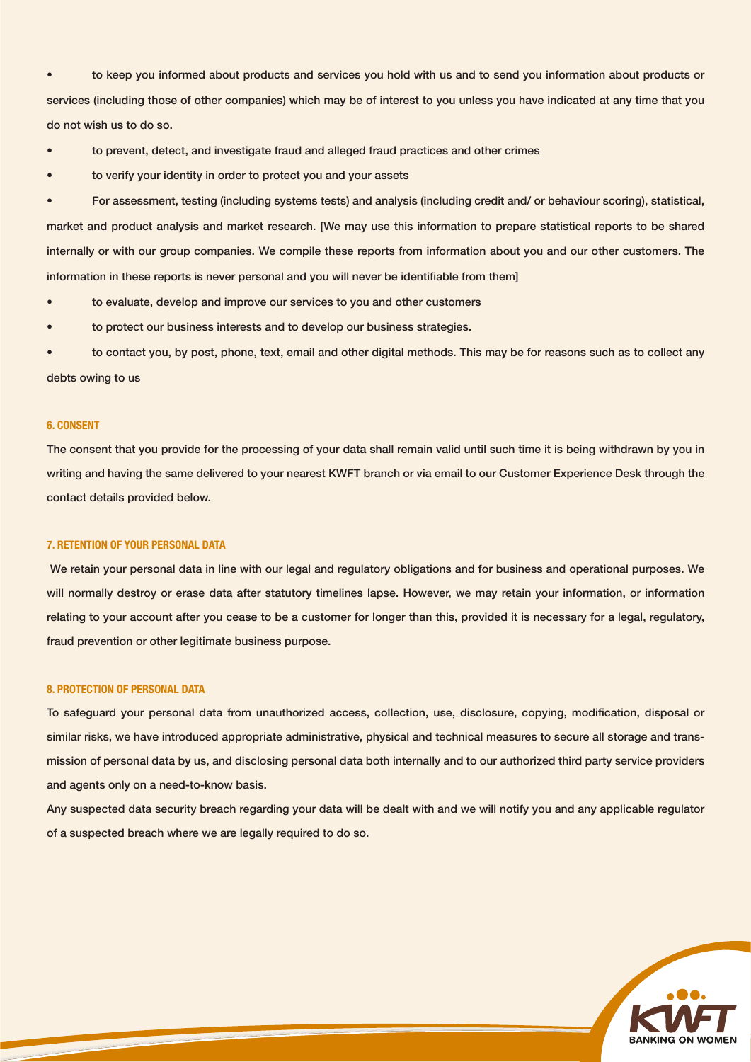- to keep you informed about products and services you hold with us and to send you information about products or services (including those of other companies) which may be of interest to you unless you have indicated at any time that you do not wish us to do so.
- to prevent, detect, and investigate fraud and alleged fraud practices and other crimes
- to verify your identity in order to protect you and your assets
- For assessment, testing (including systems tests) and analysis (including credit and/ or behaviour scoring), statistical, market and product analysis and market research. [We may use this information to prepare statistical reports to be shared internally or with our group companies. We compile these reports from information about you and our other customers. The information in these reports is never personal and you will never be identifiable from them]
- to evaluate, develop and improve our services to you and other customers
- to protect our business interests and to develop our business strategies.
- to contact you, by post, phone, text, email and other digital methods. This may be for reasons such as to collect any debts owing to us

#### 6. CONSENT

The consent that you provide for the processing of your data shall remain valid until such time it is being withdrawn by you in writing and having the same delivered to your nearest KWFT branch or via email to our Customer Experience Desk through the contact details provided below.

#### 7. RETENTION OF YOUR PERSONAL DATA

We retain your personal data in line with our legal and regulatory obligations and for business and operational purposes. We will normally destroy or erase data after statutory timelines lapse. However, we may retain your information, or information relating to your account after you cease to be a customer for longer than this, provided it is necessary for a legal, regulatory, fraud prevention or other legitimate business purpose.

#### 8. PROTECTION OF PERSONAL DATA

To safeguard your personal data from unauthorized access, collection, use, disclosure, copying, modification, disposal or similar risks, we have introduced appropriate administrative, physical and technical measures to secure all storage and transmission of personal data by us, and disclosing personal data both internally and to our authorized third party service providers and agents only on a need-to-know basis.

Any suspected data security breach regarding your data will be dealt with and we will notify you and any applicable regulator of a suspected breach where we are legally required to do so.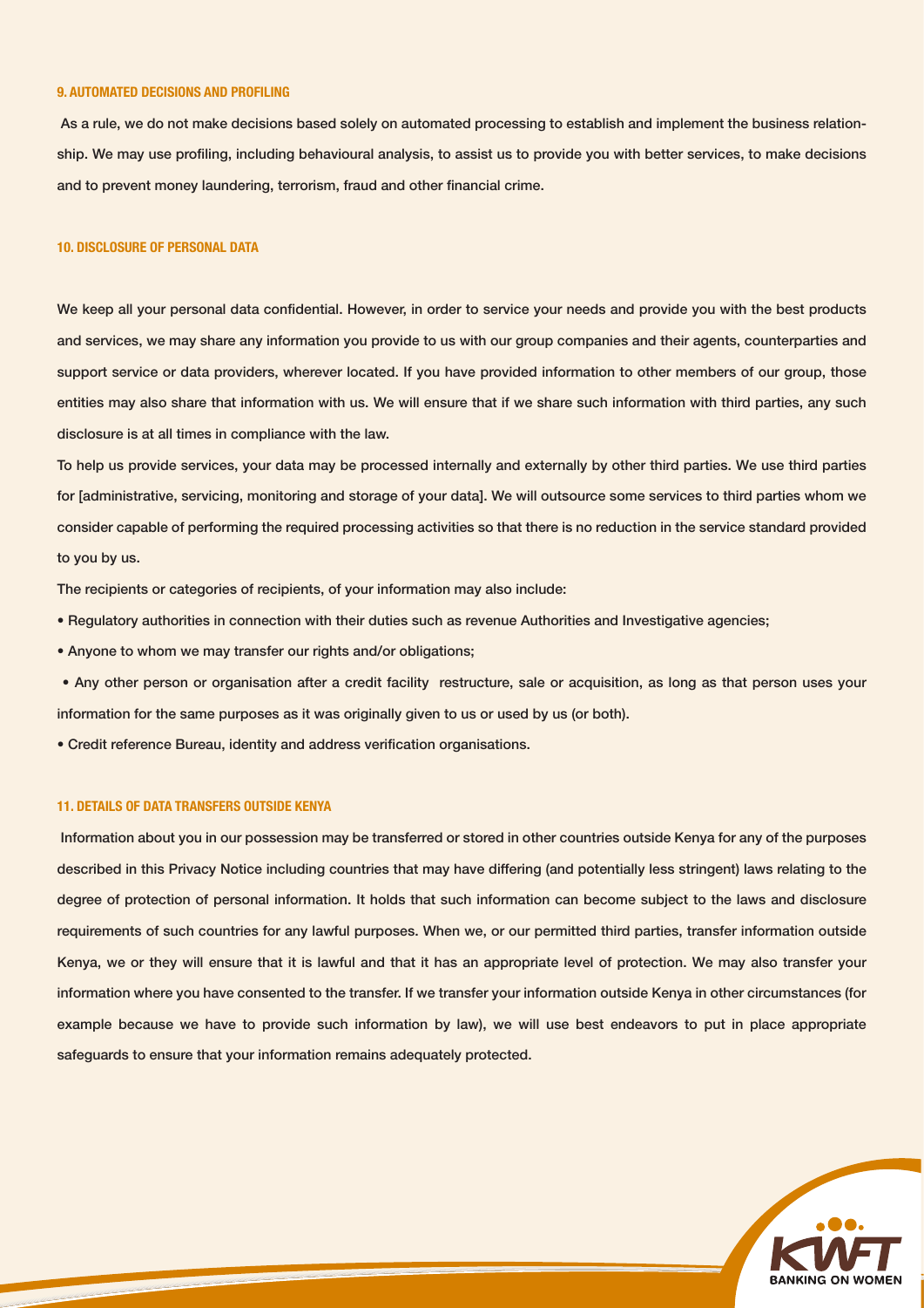## 9. AUTOMATED DECISIONS AND PROFILING

As a rule, we do not make decisions based solely on automated processing to establish and implement the business relationship. We may use profiling, including behavioural analysis, to assist us to provide you with better services, to make decisions and to prevent money laundering, terrorism, fraud and other financial crime.

## 10. DISCLOSURE OF PERSONAL DATA

We keep all your personal data confidential. However, in order to service your needs and provide you with the best products and services, we may share any information you provide to us with our group companies and their agents, counterparties and support service or data providers, wherever located. If you have provided information to other members of our group, those entities may also share that information with us. We will ensure that if we share such information with third parties, any such disclosure is at all times in compliance with the law.

To help us provide services, your data may be processed internally and externally by other third parties. We use third parties for [administrative, servicing, monitoring and storage of your data]. We will outsource some services to third parties whom we consider capable of performing the required processing activities so that there is no reduction in the service standard provided to you by us.

The recipients or categories of recipients, of your information may also include:

- Regulatory authorities in connection with their duties such as revenue Authorities and Investigative agencies;
- Anyone to whom we may transfer our rights and/or obligations;
- Any other person or organisation after a credit facility restructure, sale or acquisition, as long as that person uses your information for the same purposes as it was originally given to us or used by us (or both).
- Credit reference Bureau, identity and address verification organisations.

## 11. DETAILS OF DATA TRANSFERS OUTSIDE KENYA

Information about you in our possession may be transferred or stored in other countries outside Kenya for any of the purposes described in this Privacy Notice including countries that may have differing (and potentially less stringent) laws relating to the degree of protection of personal information. It holds that such information can become subject to the laws and disclosure requirements of such countries for any lawful purposes. When we, or our permitted third parties, transfer information outside Kenya, we or they will ensure that it is lawful and that it has an appropriate level of protection. We may also transfer your information where you have consented to the transfer. If we transfer your information outside Kenya in other circumstances (for example because we have to provide such information by law), we will use best endeavors to put in place appropriate safeguards to ensure that your information remains adequately protected.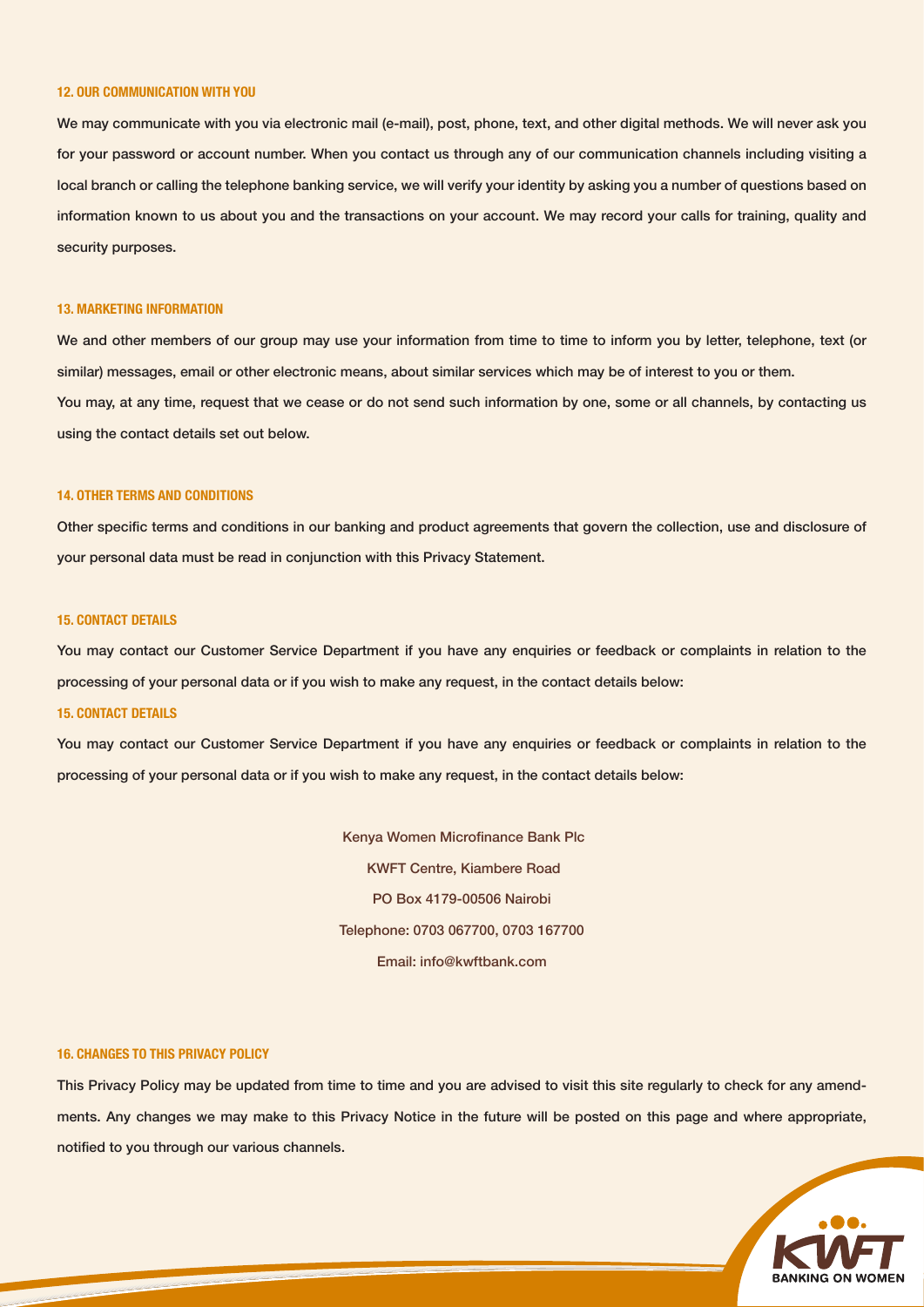## 12. OUR COMMUNICATION WITH YOU

We may communicate with you via electronic mail (e-mail), post, phone, text, and other digital methods. We will never ask you for your password or account number. When you contact us through any of our communication channels including visiting a local branch or calling the telephone banking service, we will verify your identity by asking you a number of questions based on information known to us about you and the transactions on your account. We may record your calls for training, quality and security purposes.

## 13. MARKETING INFORMATION

We and other members of our group may use your information from time to time to inform you by letter, telephone, text (or similar) messages, email or other electronic means, about similar services which may be of interest to you or them.

You may, at any time, request that we cease or do not send such information by one, some or all channels, by contacting us using the contact details set out below.

## 14. OTHER TERMS AND CONDITIONS

Other specific terms and conditions in our banking and product agreements that govern the collection, use and disclosure of your personal data must be read in conjunction with this Privacy Statement.

## 15. CONTACT DETAILS

You may contact our Customer Service Department if you have any enquiries or feedback or complaints in relation to the processing of your personal data or if you wish to make any request, in the contact details below:

## 15. CONTACT DETAILS

You may contact our Customer Service Department if you have any enquiries or feedback or complaints in relation to the processing of your personal data or if you wish to make any request, in the contact details below:

Kenya Women Microfinance Bank Plc  
KWFT Centre, Kiambere Road  
PO Box 4179-00506 Nairobi  
Telephone: 0703 067700, 0703 167700  
Email: info@kwftbank.com

## 16. CHANGES TO THIS PRIVACY POLICY

This Privacy Policy may be updated from time to time and you are advised to visit this site regularly to check for any amendments. Any changes we may make to this Privacy Notice in the future will be posted on this page and where appropriate, notified to you through our various channels.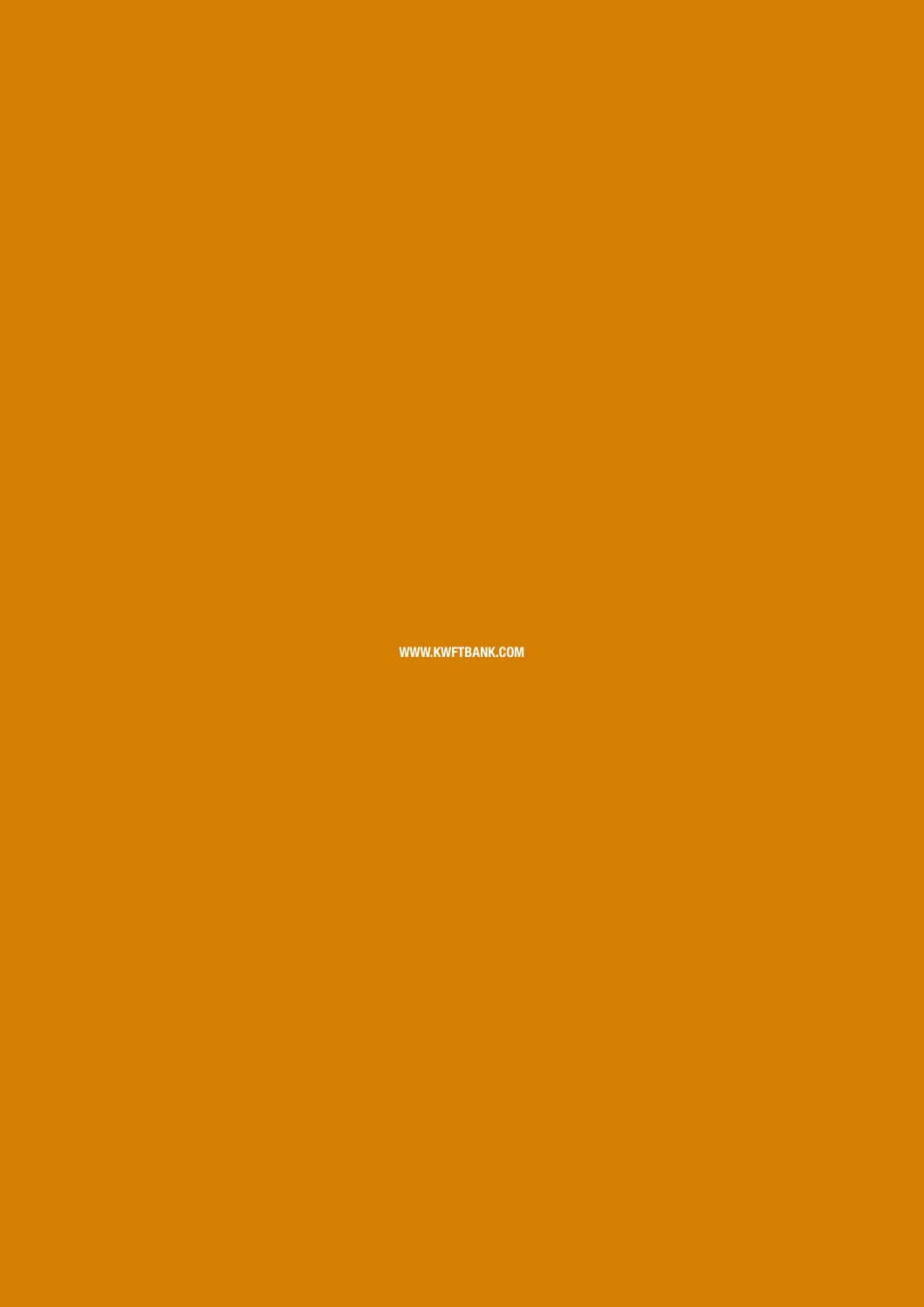WWW.KWFTBANK.COM